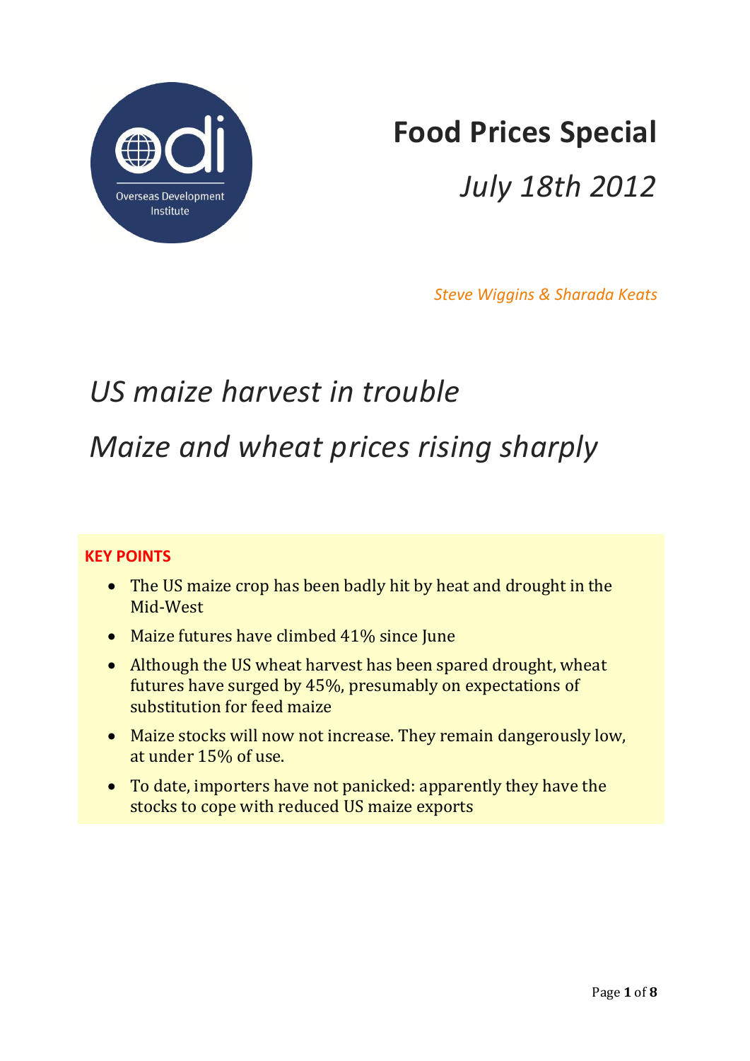# Food Prices Special

*July 18th 2012*

*Steve Wiggins & Sharada Keats*

## *US maize harvest in trouble*

## *Maize and wheat prices rising sharply*

**KEY POINTS**

- The US maize crop has been badly hit by heat and drought in the Mid-West
- Maize futures have climbed 41% since June
- Although the US wheat harvest has been spared drought, wheat futures have surged by 45%, presumably on expectations of substitution for feed maize
- Maize stocks will now not increase. They remain dangerously low, at under 15% of use.
- To date, importers have not panicked: apparently they have the stocks to cope with reduced US maize exports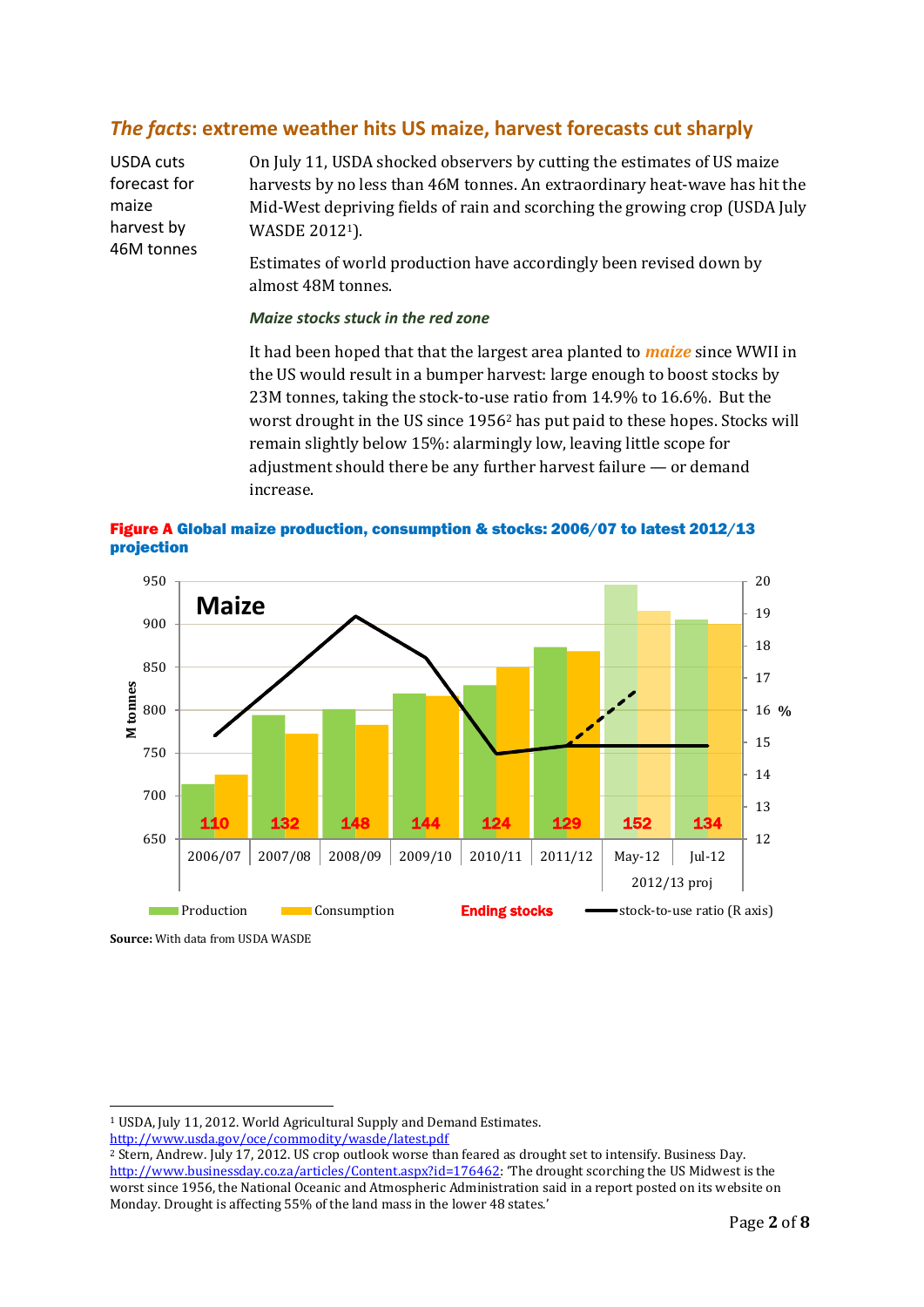## *The facts*: extreme weather hits US maize, harvest forecasts cut sharply

USDA cuts forecast for maize harvest by 46M tonnes

On July 11, USDA shocked observers by cutting the estimates of US maize harvests by no less than 46M tonnes. An extraordinary heat-wave has hit the Mid-West depriving fields of rain and scorching the growing crop (USDA July WASDE 2012[1]).

Estimates of world production have accordingly been revised down by almost 48M tonnes.

***Maize stocks stuck in the red zone***

It had been hoped that that the largest area planted to ***maize*** since WWII in the US would result in a bumper harvest: large enough to boost stocks by 23M tonnes, taking the stock-to-use ratio from 14.9% to 16.6%. But the worst drought in the US since 1956[2] has put paid to these hopes. Stocks will remain slightly below 15%: alarmingly low, leaving little scope for adjustment should there be any further harvest failure — or demand increase.

**Figure A Global maize production, consumption & stocks: 2006/07 to latest 2012/13 projection**

| | 2006/07 | 2007/08 | 2008/09 | 2009/10 | 2010/11 | 2011/12 | 2012/13 proj May-12 | 2012/13 proj Jul-12 |
|---|---|---|---|---|---|---|---|---|
| Ending stocks (M tonnes) | 110 | 132 | 148 | 144 | 124 | 129 | 152 | 134 |

Legend: Production, Consumption, Ending stocks, stock-to-use ratio (R axis)

**Source:** With data from USDA WASDE

---

[1] USDA, July 11, 2012. World Agricultural Supply and Demand Estimates. http://www.usda.gov/oce/commodity/wasde/latest.pdf

[2] Stern, Andrew. July 17, 2012. US crop outlook worse than feared as drought set to intensify. Business Day. http://www.businessday.co.za/articles/Content.aspx?id=176462: 'The drought scorching the US Midwest is the worst since 1956, the National Oceanic and Atmospheric Administration said in a report posted on its website on Monday. Drought is affecting 55% of the land mass in the lower 48 states.'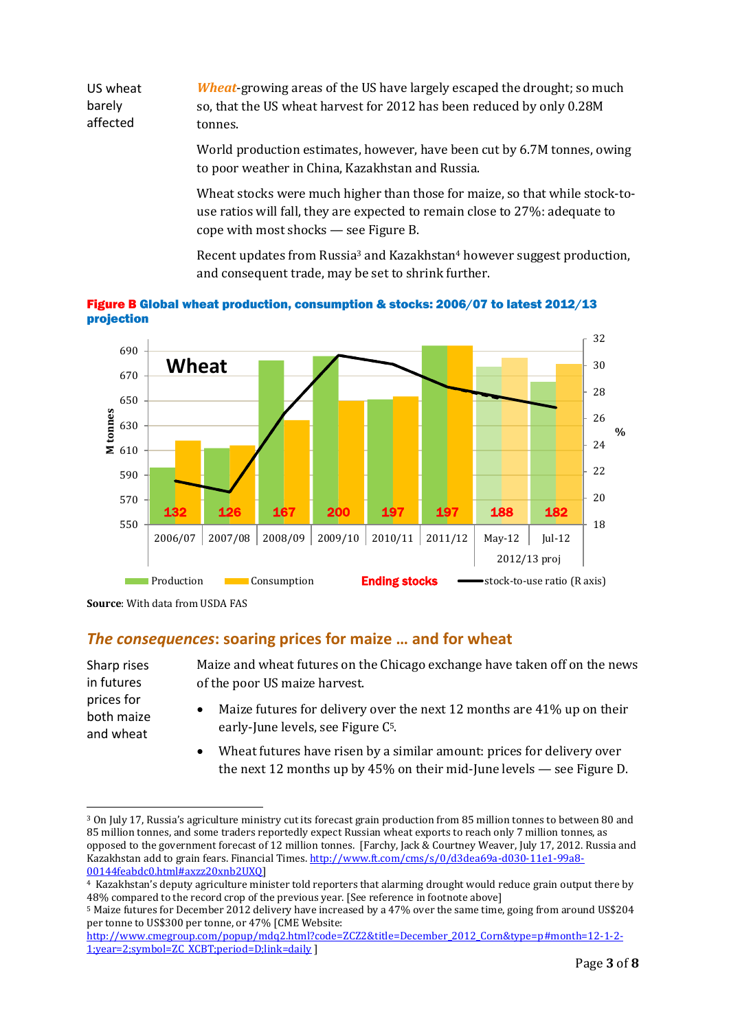US wheat barely affected

***Wheat***-growing areas of the US have largely escaped the drought; so much so, that the US wheat harvest for 2012 has been reduced by only 0.28M tonnes.

World production estimates, however, have been cut by 6.7M tonnes, owing to poor weather in China, Kazakhstan and Russia.

Wheat stocks were much higher than those for maize, so that while stock-to-use ratios will fall, they are expected to remain close to 27%: adequate to cope with most shocks — see Figure B.

Recent updates from Russia[3] and Kazakhstan[4] however suggest production, and consequent trade, may be set to shrink further.

**Figure B Global wheat production, consumption & stocks: 2006/07 to latest 2012/13 projection**

Source: With data from USDA FAS

## *The consequences*: soaring prices for maize … and for wheat

Sharp rises in futures prices for both maize and wheat

Maize and wheat futures on the Chicago exchange have taken off on the news of the poor US maize harvest.

- Maize futures for delivery over the next 12 months are 41% up on their early-June levels, see Figure C[5].
- Wheat futures have risen by a similar amount: prices for delivery over the next 12 months up by 45% on their mid-June levels — see Figure D.

---

[3] On July 17, Russia's agriculture ministry cut its forecast grain production from 85 million tonnes to between 80 and 85 million tonnes, and some traders reportedly expect Russian wheat exports to reach only 7 million tonnes, as opposed to the government forecast of 12 million tonnes. [Farchy, Jack & Courtney Weaver, July 17, 2012. Russia and Kazakhstan add to grain fears. Financial Times. http://www.ft.com/cms/s/0/d3dea69a-d030-11e1-99a8-00144feabdc0.html#axzz20xnb2UXQ]

[4] Kazakhstan's deputy agriculture minister told reporters that alarming drought would reduce grain output there by 48% compared to the record crop of the previous year. [See reference in footnote above]

[5] Maize futures for December 2012 delivery have increased by a 47% over the same time, going from around US$204 per tonne to US$300 per tonne, or 47% [CME Website: http://www.cmegroup.com/popup/mdq2.html?code=ZCZ2&title=December_2012_Corn&type=p#month=12-1-2-1;year=2;symbol=ZC_XCBT;period=D;link=daily ]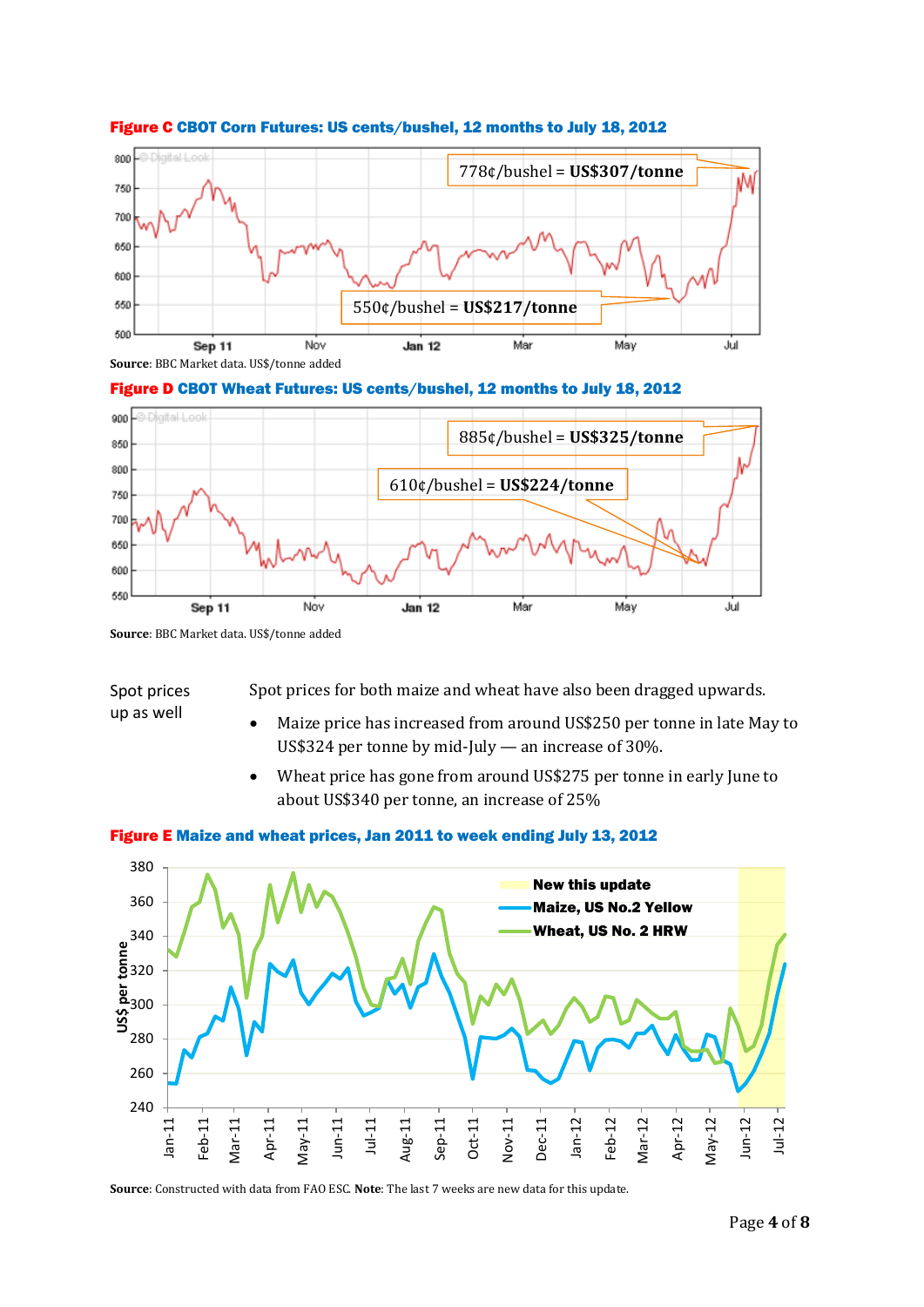**Figure C** CBOT Corn Futures: US cents/bushel, 12 months to July 18, 2012

**Source**: BBC Market data. US$/tonne added

**Figure D** CBOT Wheat Futures: US cents/bushel, 12 months to July 18, 2012

**Source**: BBC Market data. US$/tonne added

Spot prices up as well

Spot prices for both maize and wheat have also been dragged upwards.

- Maize price has increased from around US$250 per tonne in late May to US$324 per tonne by mid-July — an increase of 30%.
- Wheat price has gone from around US$275 per tonne in early June to about US$340 per tonne, an increase of 25%

**Figure E** Maize and wheat prices, Jan 2011 to week ending July 13, 2012

**Source**: Constructed with data from FAO ESC. **Note**: The last 7 weeks are new data for this update.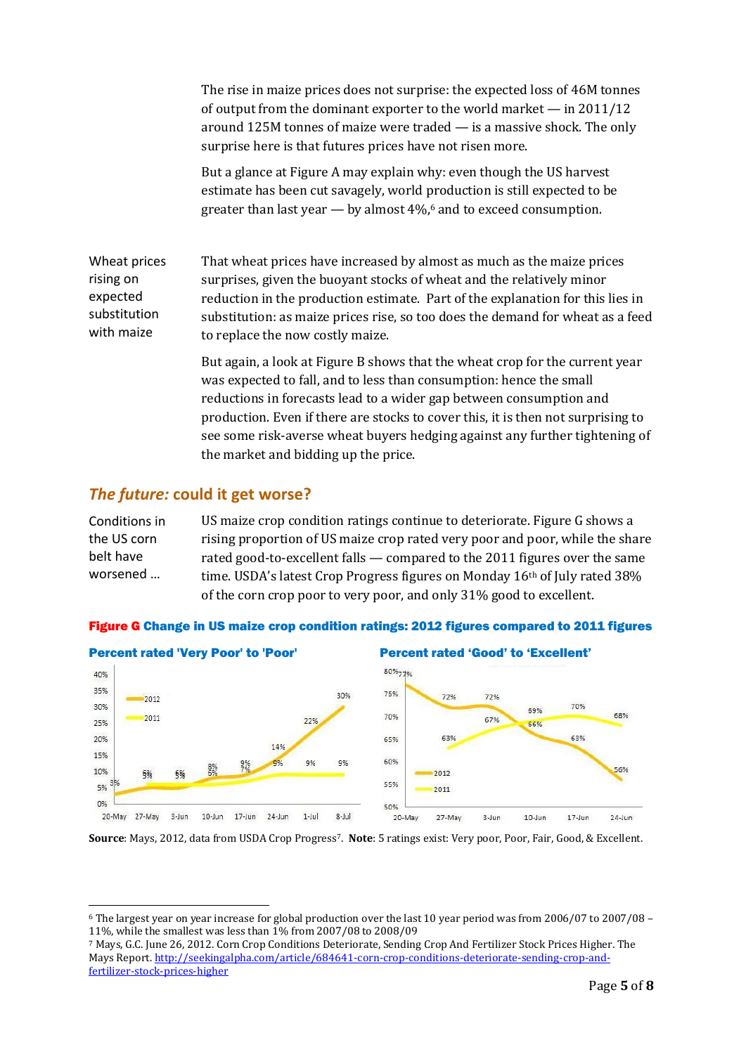The rise in maize prices does not surprise: the expected loss of 46M tonnes of output from the dominant exporter to the world market — in 2011/12 around 125M tonnes of maize were traded — is a massive shock. The only surprise here is that futures prices have not risen more.

But a glance at Figure A may explain why: even though the US harvest estimate has been cut savagely, world production is still expected to be greater than last year — by almost 4%,[6] and to exceed consumption.

**Wheat prices rising on expected substitution with maize**

That wheat prices have increased by almost as much as the maize prices surprises, given the buoyant stocks of wheat and the relatively minor reduction in the production estimate. Part of the explanation for this lies in substitution: as maize prices rise, so too does the demand for wheat as a feed to replace the now costly maize.

But again, a look at Figure B shows that the wheat crop for the current year was expected to fall, and to less than consumption: hence the small reductions in forecasts lead to a wider gap between consumption and production. Even if there are stocks to cover this, it is then not surprising to see some risk-averse wheat buyers hedging against any further tightening of the market and bidding up the price.

## *The future:* could it get worse?

**Conditions in the US corn belt have worsened …**

US maize crop condition ratings continue to deteriorate. Figure G shows a rising proportion of US maize crop rated very poor and poor, while the share rated good-to-excellent falls — compared to the 2011 figures over the same time. USDA's latest Crop Progress figures on Monday 16th of July rated 38% of the corn crop poor to very poor, and only 31% good to excellent.

**Figure G Change in US maize crop condition ratings: 2012 figures compared to 2011 figures**

**Percent rated 'Very Poor' to 'Poor'**

| | 20-May | 27-May | 3-Jun | 10-Jun | 17-Jun | 24-Jun | 1-Jul | 8-Jul |
|---|---|---|---|---|---|---|---|---|
| 2012 | 3% | 5% | 5% | 8% | 9% | 14% | 22% | 30% |
| 2011 | 3% | 5% | 5% | 6% | 7% | 9% | 9% | 9% |

**Percent rated 'Good' to 'Excellent'**

| | 20-May | 27-May | 3-Jun | 10-Jun | 17-Jun | 24-Jun |
|---|---|---|---|---|---|---|
| 2012 | 77% | 72% | 72% | 66% | 63% | 56% |
| 2011 | | 63% | 67% | 69% | 70% | 68% |

**Source**: Mays, 2012, data from USDA Crop Progress[7]. **Note**: 5 ratings exist: Very poor, Poor, Fair, Good, & Excellent.

---

[6] The largest year on year increase for global production over the last 10 year period was from 2006/07 to 2007/08 – 11%, while the smallest was less than 1% from 2007/08 to 2008/09

[7] Mays, G.C. June 26, 2012. Corn Crop Conditions Deteriorate, Sending Crop And Fertilizer Stock Prices Higher. The Mays Report. http://seekingalpha.com/article/684641-corn-crop-conditions-deteriorate-sending-crop-and-fertilizer-stock-prices-higher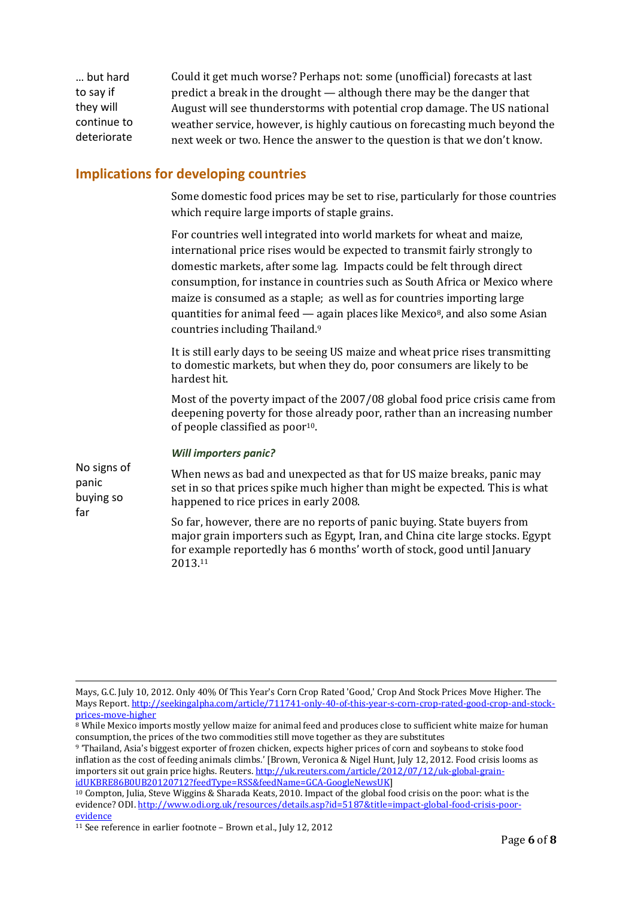... but hard to say if they will continue to deteriorate

Could it get much worse? Perhaps not: some (unofficial) forecasts at last predict a break in the drought — although there may be the danger that August will see thunderstorms with potential crop damage. The US national weather service, however, is highly cautious on forecasting much beyond the next week or two. Hence the answer to the question is that we don't know.

## Implications for developing countries

Some domestic food prices may be set to rise, particularly for those countries which require large imports of staple grains.

For countries well integrated into world markets for wheat and maize, international price rises would be expected to transmit fairly strongly to domestic markets, after some lag. Impacts could be felt through direct consumption, for instance in countries such as South Africa or Mexico where maize is consumed as a staple; as well as for countries importing large quantities for animal feed — again places like Mexico[8], and also some Asian countries including Thailand.[9]

It is still early days to be seeing US maize and wheat price rises transmitting to domestic markets, but when they do, poor consumers are likely to be hardest hit.

Most of the poverty impact of the 2007/08 global food price crisis came from deepening poverty for those already poor, rather than an increasing number of people classified as poor[10].

### *Will importers panic?*

No signs of panic buying so far

When news as bad and unexpected as that for US maize breaks, panic may set in so that prices spike much higher than might be expected. This is what happened to rice prices in early 2008.

So far, however, there are no reports of panic buying. State buyers from major grain importers such as Egypt, Iran, and China cite large stocks. Egypt for example reportedly has 6 months' worth of stock, good until January 2013.[11]

---

Mays, G.C. July 10, 2012. Only 40% Of This Year's Corn Crop Rated 'Good,' Crop And Stock Prices Move Higher. The Mays Report. http://seekingalpha.com/article/711741-only-40-of-this-year-s-corn-crop-rated-good-crop-and-stock-prices-move-higher

[8] While Mexico imports mostly yellow maize for animal feed and produces close to sufficient white maize for human consumption, the prices of the two commodities still move together as they are substitutes

[9] 'Thailand, Asia's biggest exporter of frozen chicken, expects higher prices of corn and soybeans to stoke food inflation as the cost of feeding animals climbs.' [Brown, Veronica & Nigel Hunt, July 12, 2012. Food crisis looms as importers sit out grain price highs. Reuters. http://uk.reuters.com/article/2012/07/12/uk-global-grain-idUKBRE86B0UB20120712?feedType=RSS&feedName=GCA-GoogleNewsUK]

[10] Compton, Julia, Steve Wiggins & Sharada Keats, 2010. Impact of the global food crisis on the poor: what is the evidence? ODI. http://www.odi.org.uk/resources/details.asp?id=5187&title=impact-global-food-crisis-poor-evidence

[11] See reference in earlier footnote – Brown et al., July 12, 2012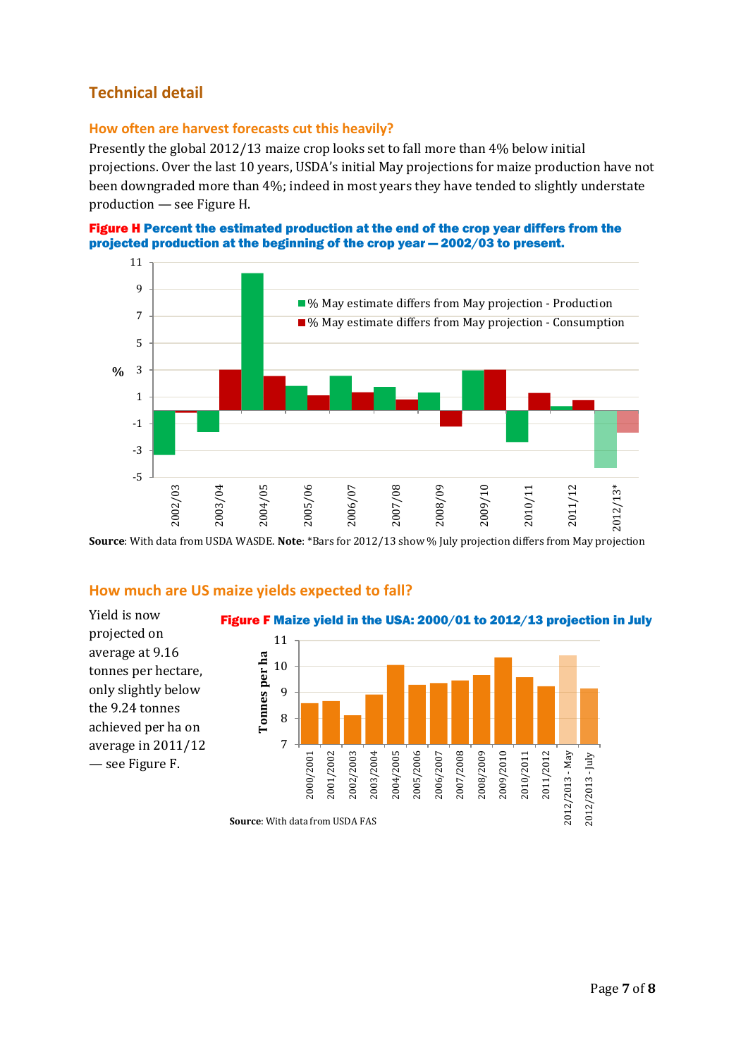## Technical detail

### How often are harvest forecasts cut this heavily?

Presently the global 2012/13 maize crop looks set to fall more than 4% below initial projections. Over the last 10 years, USDA's initial May projections for maize production have not been downgraded more than 4%; indeed in most years they have tended to slightly understate production — see Figure H.

**Figure H Percent the estimated production at the end of the crop year differs from the projected production at the beginning of the crop year — 2002/03 to present.**

**Source**: With data from USDA WASDE. **Note**: *Bars for 2012/13 show % July projection differs from May projection

### How much are US maize yields expected to fall?

Yield is now projected on average at 9.16 tonnes per hectare, only slightly below the 9.24 tonnes achieved per ha on average in 2011/12 — see Figure F.

**Figure F Maize yield in the USA: 2000/01 to 2012/13 projection in July**

**Source**: With data from USDA FAS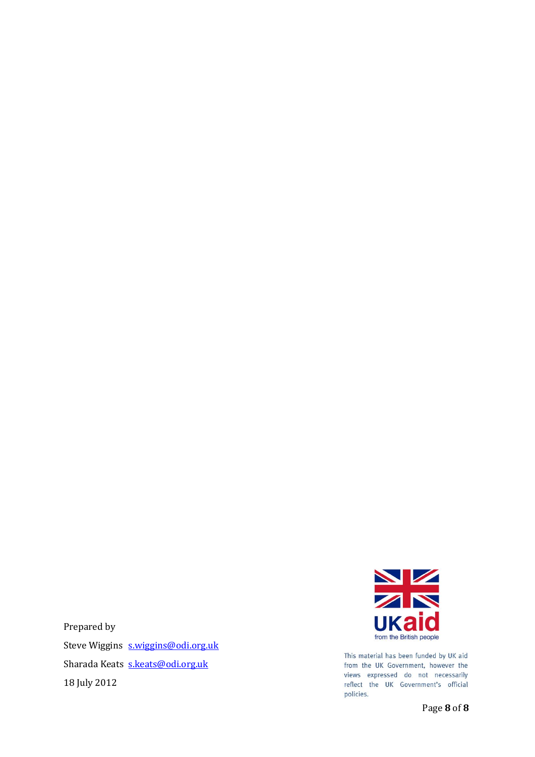Prepared by

Steve Wiggins [s.wiggins@odi.org.uk](mailto:s.wiggins@odi.org.uk)

Sharada Keats [s.keats@odi.org.uk](mailto:s.keats@odi.org.uk)

18 July 2012

UKaid
from the British people

This material has been funded by UK aid from the UK Government, however the views expressed do not necessarily reflect the UK Government's official policies.